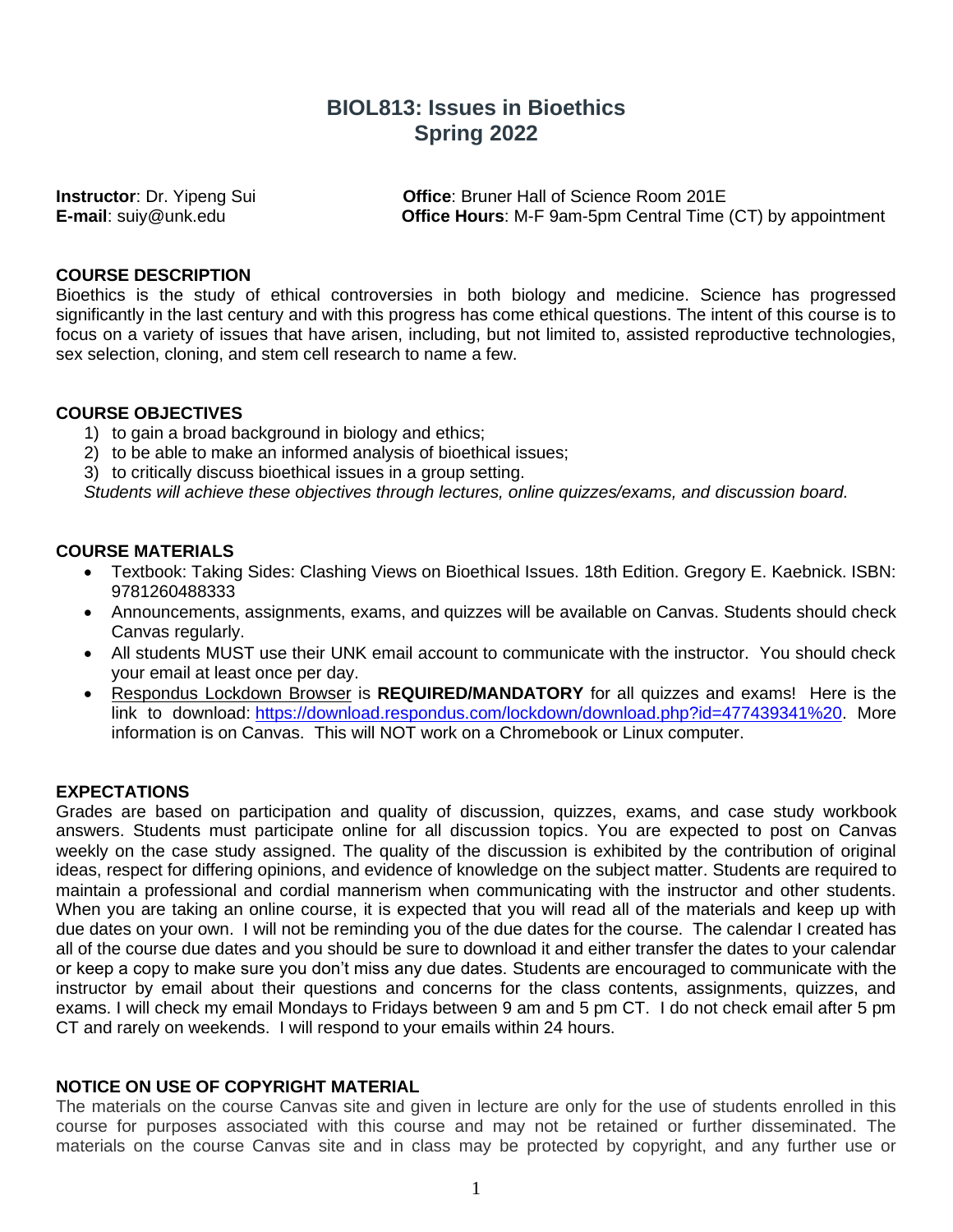# BIOL813: Issues in Bioethics
# Spring 2022

**Instructor**: Dr. Yipeng Sui
**E-mail**: suiy@unk.edu

**Office**: Bruner Hall of Science Room 201E
**Office Hours**: M-F 9am-5pm Central Time (CT) by appointment

## COURSE DESCRIPTION

Bioethics is the study of ethical controversies in both biology and medicine. Science has progressed significantly in the last century and with this progress has come ethical questions. The intent of this course is to focus on a variety of issues that have arisen, including, but not limited to, assisted reproductive technologies, sex selection, cloning, and stem cell research to name a few.

## COURSE OBJECTIVES

1) to gain a broad background in biology and ethics;
2) to be able to make an informed analysis of bioethical issues;
3) to critically discuss bioethical issues in a group setting.

*Students will achieve these objectives through lectures, online quizzes/exams, and discussion board.*

## COURSE MATERIALS

- Textbook: Taking Sides: Clashing Views on Bioethical Issues. 18th Edition. Gregory E. Kaebnick. ISBN: 9781260488333
- Announcements, assignments, exams, and quizzes will be available on Canvas. Students should check Canvas regularly.
- All students MUST use their UNK email account to communicate with the instructor. You should check your email at least once per day.
- Respondus Lockdown Browser is **REQUIRED/MANDATORY** for all quizzes and exams! Here is the link to download: https://download.respondus.com/lockdown/download.php?id=477439341%20. More information is on Canvas. This will NOT work on a Chromebook or Linux computer.

## EXPECTATIONS

Grades are based on participation and quality of discussion, quizzes, exams, and case study workbook answers. Students must participate online for all discussion topics. You are expected to post on Canvas weekly on the case study assigned. The quality of the discussion is exhibited by the contribution of original ideas, respect for differing opinions, and evidence of knowledge on the subject matter. Students are required to maintain a professional and cordial mannerism when communicating with the instructor and other students. When you are taking an online course, it is expected that you will read all of the materials and keep up with due dates on your own. I will not be reminding you of the due dates for the course. The calendar I created has all of the course due dates and you should be sure to download it and either transfer the dates to your calendar or keep a copy to make sure you don't miss any due dates. Students are encouraged to communicate with the instructor by email about their questions and concerns for the class contents, assignments, quizzes, and exams. I will check my email Mondays to Fridays between 9 am and 5 pm CT. I do not check email after 5 pm CT and rarely on weekends. I will respond to your emails within 24 hours.

## NOTICE ON USE OF COPYRIGHT MATERIAL

The materials on the course Canvas site and given in lecture are only for the use of students enrolled in this course for purposes associated with this course and may not be retained or further disseminated. The materials on the course Canvas site and in class may be protected by copyright, and any further use or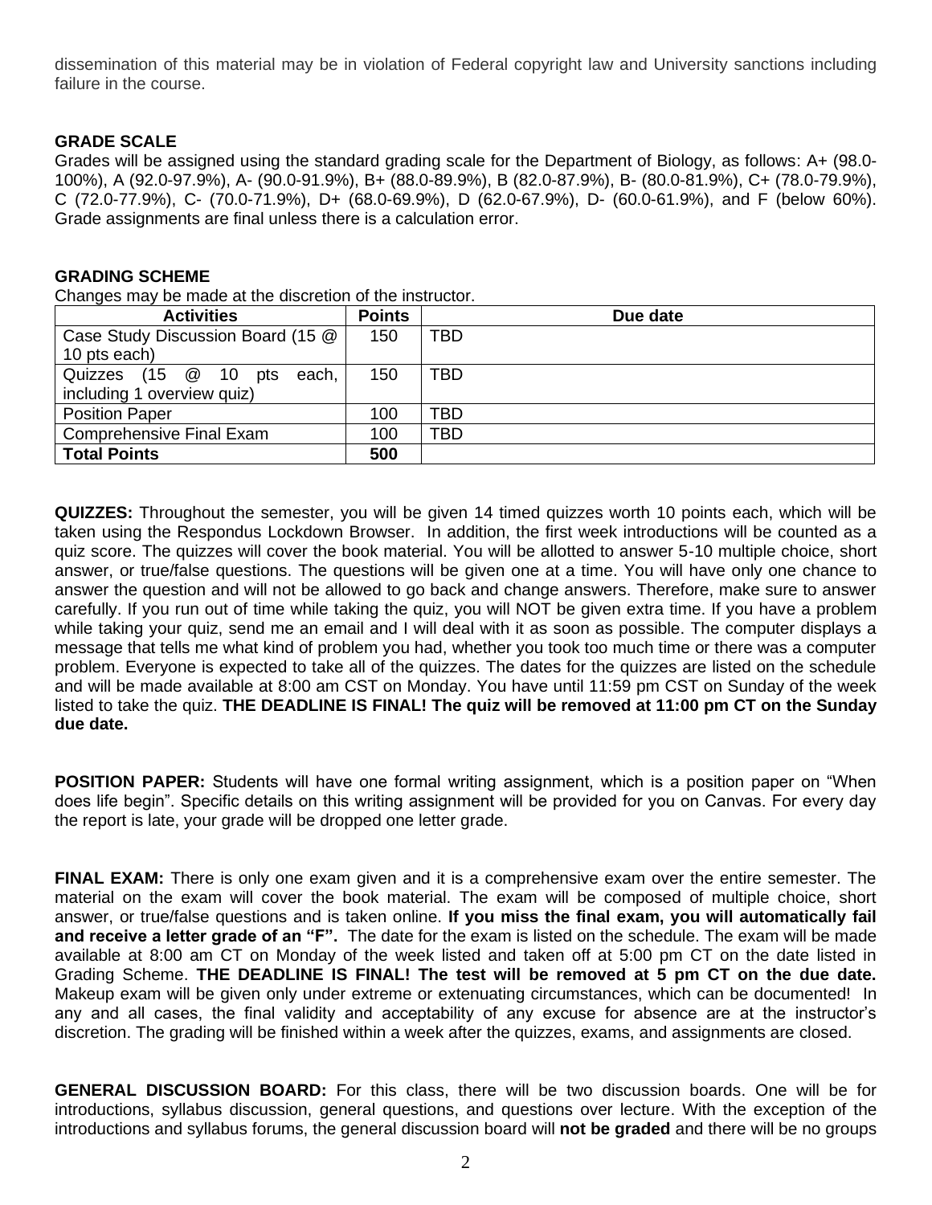dissemination of this material may be in violation of Federal copyright law and University sanctions including failure in the course.

## GRADE SCALE

Grades will be assigned using the standard grading scale for the Department of Biology, as follows: A+ (98.0-100%), A (92.0-97.9%), A- (90.0-91.9%), B+ (88.0-89.9%), B (82.0-87.9%), B- (80.0-81.9%), C+ (78.0-79.9%), C (72.0-77.9%), C- (70.0-71.9%), D+ (68.0-69.9%), D (62.0-67.9%), D- (60.0-61.9%), and F (below 60%). Grade assignments are final unless there is a calculation error.

## GRADING SCHEME

Changes may be made at the discretion of the instructor.

| Activities | Points | Due date |
|---|---|---|
| Case Study Discussion Board (15 @ 10 pts each) | 150 | TBD |
| Quizzes (15 @ 10 pts each, including 1 overview quiz) | 150 | TBD |
| Position Paper | 100 | TBD |
| Comprehensive Final Exam | 100 | TBD |
| **Total Points** | **500** | |

**QUIZZES:** Throughout the semester, you will be given 14 timed quizzes worth 10 points each, which will be taken using the Respondus Lockdown Browser. In addition, the first week introductions will be counted as a quiz score. The quizzes will cover the book material. You will be allotted to answer 5-10 multiple choice, short answer, or true/false questions. The questions will be given one at a time. You will have only one chance to answer the question and will not be allowed to go back and change answers. Therefore, make sure to answer carefully. If you run out of time while taking the quiz, you will NOT be given extra time. If you have a problem while taking your quiz, send me an email and I will deal with it as soon as possible. The computer displays a message that tells me what kind of problem you had, whether you took too much time or there was a computer problem. Everyone is expected to take all of the quizzes. The dates for the quizzes are listed on the schedule and will be made available at 8:00 am CST on Monday. You have until 11:59 pm CST on Sunday of the week listed to take the quiz. **THE DEADLINE IS FINAL! The quiz will be removed at 11:00 pm CT on the Sunday due date.**

**POSITION PAPER:** Students will have one formal writing assignment, which is a position paper on "When does life begin". Specific details on this writing assignment will be provided for you on Canvas. For every day the report is late, your grade will be dropped one letter grade.

**FINAL EXAM:** There is only one exam given and it is a comprehensive exam over the entire semester. The material on the exam will cover the book material. The exam will be composed of multiple choice, short answer, or true/false questions and is taken online. **If you miss the final exam, you will automatically fail and receive a letter grade of an "F".** The date for the exam is listed on the schedule. The exam will be made available at 8:00 am CT on Monday of the week listed and taken off at 5:00 pm CT on the date listed in Grading Scheme. **THE DEADLINE IS FINAL! The test will be removed at 5 pm CT on the due date.** Makeup exam will be given only under extreme or extenuating circumstances, which can be documented! In any and all cases, the final validity and acceptability of any excuse for absence are at the instructor's discretion. The grading will be finished within a week after the quizzes, exams, and assignments are closed.

**GENERAL DISCUSSION BOARD:** For this class, there will be two discussion boards. One will be for introductions, syllabus discussion, general questions, and questions over lecture. With the exception of the introductions and syllabus forums, the general discussion board will **not be graded** and there will be no groups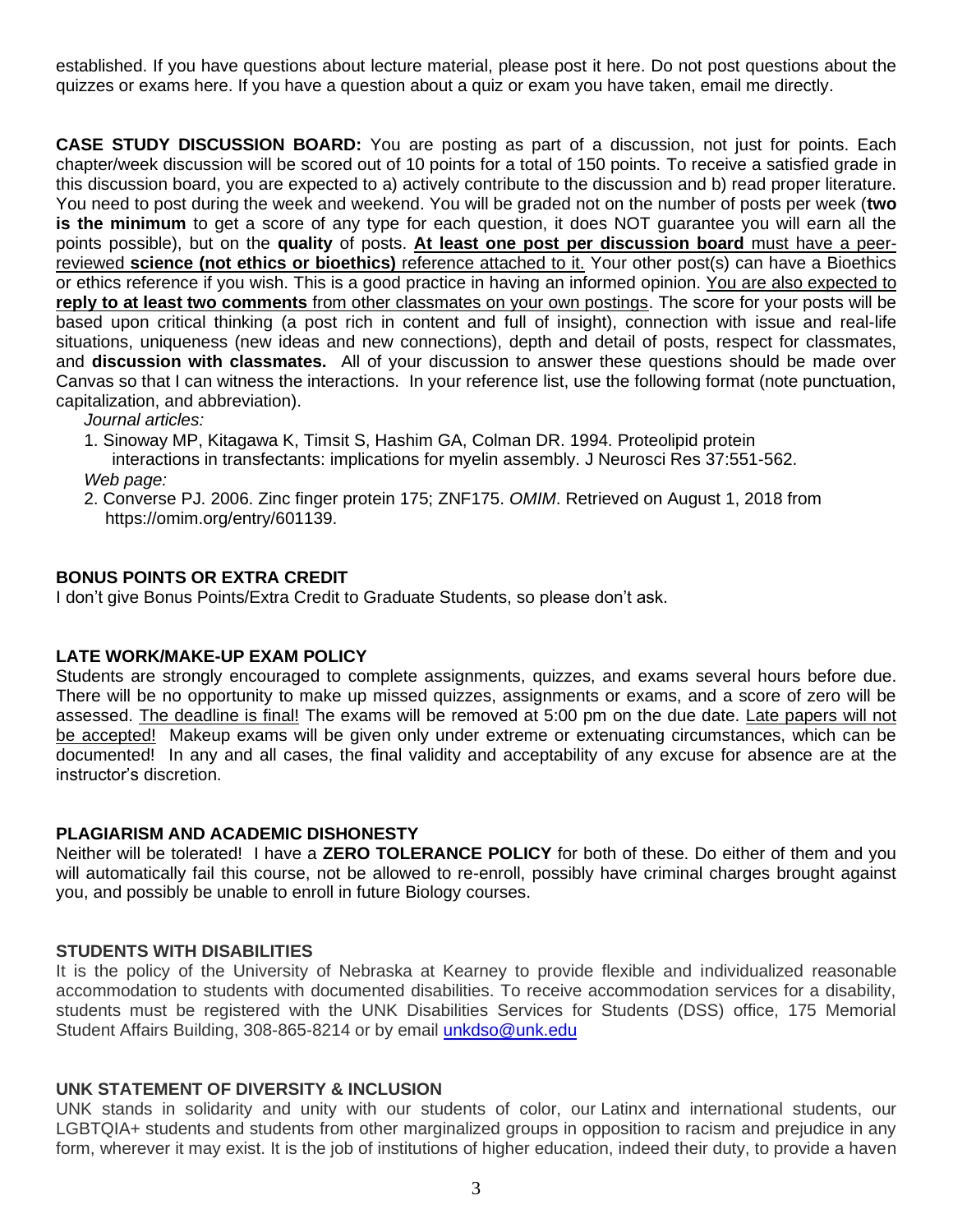established. If you have questions about lecture material, please post it here. Do not post questions about the quizzes or exams here. If you have a question about a quiz or exam you have taken, email me directly.

**CASE STUDY DISCUSSION BOARD:** You are posting as part of a discussion, not just for points. Each chapter/week discussion will be scored out of 10 points for a total of 150 points. To receive a satisfied grade in this discussion board, you are expected to a) actively contribute to the discussion and b) read proper literature. You need to post during the week and weekend. You will be graded not on the number of posts per week (**two is the minimum** to get a score of any type for each question, it does NOT guarantee you will earn all the points possible), but on the **quality** of posts. **At least one post per discussion board** must have a peer-reviewed **science (not ethics or bioethics)** reference attached to it. Your other post(s) can have a Bioethics or ethics reference if you wish. This is a good practice in having an informed opinion. You are also expected to **reply to at least two comments** from other classmates on your own postings. The score for your posts will be based upon critical thinking (a post rich in content and full of insight), connection with issue and real-life situations, uniqueness (new ideas and new connections), depth and detail of posts, respect for classmates, and **discussion with classmates.** All of your discussion to answer these questions should be made over Canvas so that I can witness the interactions. In your reference list, use the following format (note punctuation, capitalization, and abbreviation).

*Journal articles:*

1. Sinoway MP, Kitagawa K, Timsit S, Hashim GA, Colman DR. 1994. Proteolipid protein interactions in transfectants: implications for myelin assembly. J Neurosci Res 37:551-562.

*Web page:*

2. Converse PJ. 2006. Zinc finger protein 175; ZNF175. *OMIM*. Retrieved on August 1, 2018 from https://omim.org/entry/601139.

## BONUS POINTS OR EXTRA CREDIT

I don't give Bonus Points/Extra Credit to Graduate Students, so please don't ask.

## LATE WORK/MAKE-UP EXAM POLICY

Students are strongly encouraged to complete assignments, quizzes, and exams several hours before due. There will be no opportunity to make up missed quizzes, assignments or exams, and a score of zero will be assessed. The deadline is final! The exams will be removed at 5:00 pm on the due date. Late papers will not be accepted! Makeup exams will be given only under extreme or extenuating circumstances, which can be documented! In any and all cases, the final validity and acceptability of any excuse for absence are at the instructor's discretion.

## PLAGIARISM AND ACADEMIC DISHONESTY

Neither will be tolerated! I have a **ZERO TOLERANCE POLICY** for both of these. Do either of them and you will automatically fail this course, not be allowed to re-enroll, possibly have criminal charges brought against you, and possibly be unable to enroll in future Biology courses.

## STUDENTS WITH DISABILITIES

It is the policy of the University of Nebraska at Kearney to provide flexible and individualized reasonable accommodation to students with documented disabilities. To receive accommodation services for a disability, students must be registered with the UNK Disabilities Services for Students (DSS) office, 175 Memorial Student Affairs Building, 308-865-8214 or by email unkdso@unk.edu

## UNK STATEMENT OF DIVERSITY & INCLUSION

UNK stands in solidarity and unity with our students of color, our Latinx and international students, our LGBTQIA+ students and students from other marginalized groups in opposition to racism and prejudice in any form, wherever it may exist. It is the job of institutions of higher education, indeed their duty, to provide a haven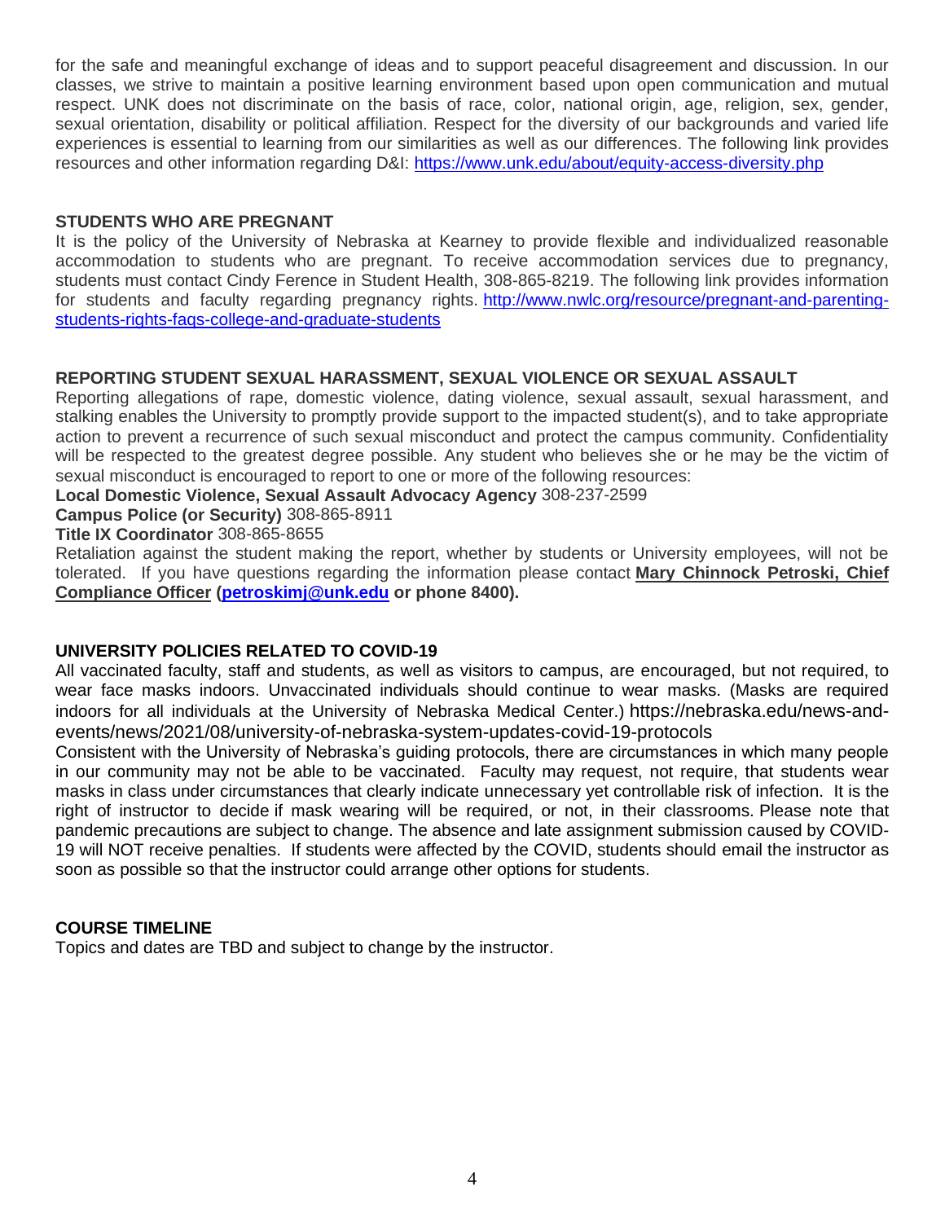for the safe and meaningful exchange of ideas and to support peaceful disagreement and discussion. In our classes, we strive to maintain a positive learning environment based upon open communication and mutual respect. UNK does not discriminate on the basis of race, color, national origin, age, religion, sex, gender, sexual orientation, disability or political affiliation. Respect for the diversity of our backgrounds and varied life experiences is essential to learning from our similarities as well as our differences. The following link provides resources and other information regarding D&I: https://www.unk.edu/about/equity-access-diversity.php

**STUDENTS WHO ARE PREGNANT**

It is the policy of the University of Nebraska at Kearney to provide flexible and individualized reasonable accommodation to students who are pregnant. To receive accommodation services due to pregnancy, students must contact Cindy Ference in Student Health, 308-865-8219. The following link provides information for students and faculty regarding pregnancy rights. http://www.nwlc.org/resource/pregnant-and-parenting-students-rights-faqs-college-and-graduate-students

**REPORTING STUDENT SEXUAL HARASSMENT, SEXUAL VIOLENCE OR SEXUAL ASSAULT**

Reporting allegations of rape, domestic violence, dating violence, sexual assault, sexual harassment, and stalking enables the University to promptly provide support to the impacted student(s), and to take appropriate action to prevent a recurrence of such sexual misconduct and protect the campus community. Confidentiality will be respected to the greatest degree possible. Any student who believes she or he may be the victim of sexual misconduct is encouraged to report to one or more of the following resources:

**Local Domestic Violence, Sexual Assault Advocacy Agency** 308-237-2599
**Campus Police (or Security)** 308-865-8911
**Title IX Coordinator** 308-865-8655

Retaliation against the student making the report, whether by students or University employees, will not be tolerated. If you have questions regarding the information please contact **Mary Chinnock Petroski, Chief Compliance Officer (petroskimj@unk.edu or phone 8400).**

**UNIVERSITY POLICIES RELATED TO COVID-19**

All vaccinated faculty, staff and students, as well as visitors to campus, are encouraged, but not required, to wear face masks indoors. Unvaccinated individuals should continue to wear masks. (Masks are required indoors for all individuals at the University of Nebraska Medical Center.) https://nebraska.edu/news-and-events/news/2021/08/university-of-nebraska-system-updates-covid-19-protocols

Consistent with the University of Nebraska's guiding protocols, there are circumstances in which many people in our community may not be able to be vaccinated. Faculty may request, not require, that students wear masks in class under circumstances that clearly indicate unnecessary yet controllable risk of infection. It is the right of instructor to decide if mask wearing will be required, or not, in their classrooms. Please note that pandemic precautions are subject to change. The absence and late assignment submission caused by COVID-19 will NOT receive penalties. If students were affected by the COVID, students should email the instructor as soon as possible so that the instructor could arrange other options for students.

**COURSE TIMELINE**

Topics and dates are TBD and subject to change by the instructor.